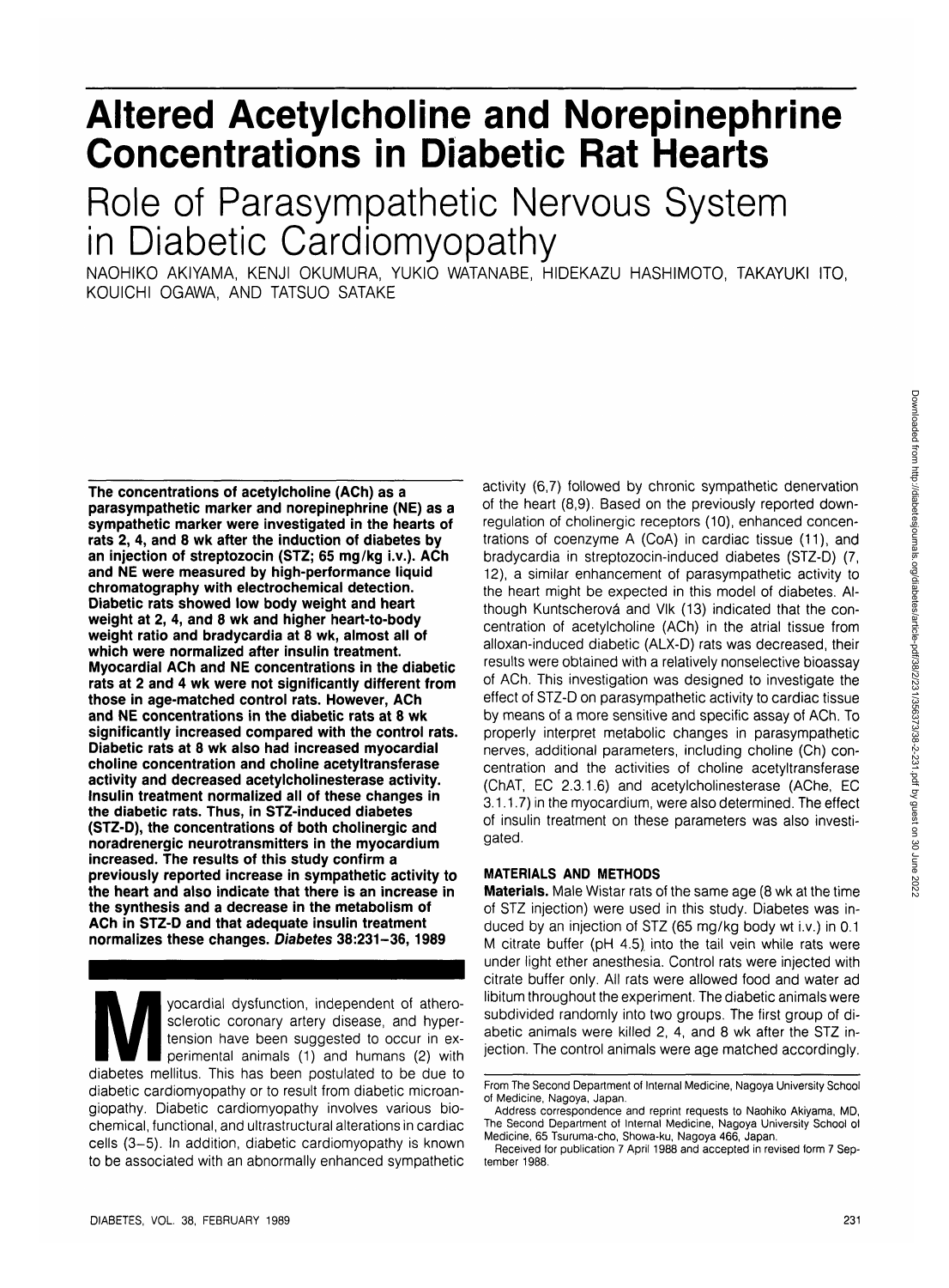# Altered Acetylcholine and Norepinephrine Concentrations in Diabetic Rat Hearts

## Role of Parasympathetic Nervous System in Diabetic Cardiomyopathy

NAOHIKO AKIYAMA, KENJI OKUMURA, YUKIO WATANABE, HIDEKAZU HASHIMOTO, TAKAYUKI ITO, KOUICHI OGAWA, AND TATSUO SATAKE

**The concentrations of acetylcholine (ACh) as a parasympathetic marker and norepinephrine (NE) as a sympathetic marker were investigated in the hearts of rats 2, 4, and 8 wk after the induction of diabetes by an injection of streptozocin (STZ; 65 mg/kg i.v.). ACh and NE were measured by high-performance liquid chromatography with electrochemical detection. Diabetic rats showed low body weight and heart weight at 2, 4, and 8 wk and higher heart-to-body weight ratio and bradycardia at 8 wk, almost all of which were normalized after insulin treatment. Myocardial ACh and NE concentrations in the diabetic rats at 2 and 4 wk were not significantly different from those in age-matched control rats. However, ACh and NE concentrations in the diabetic rats at 8 wk significantly increased compared with the control rats. Diabetic rats at 8 wk also had increased myocardial choline concentration and choline acetyltransferase activity and decreased acetylcholinesterase activity. Insulin treatment normalized all of these changes in the diabetic rats. Thus, in STZ-induced diabetes (STZ-D), the concentrations of both cholinergic and noradrenergic neurotransmitters in the myocardium increased. The results of this study confirm a previously reported increase in sympathetic activity to the heart and also indicate that there is an increase in the synthesis and a decrease in the metabolism of ACh in STZ-D and that adequate insulin treatment normalizes these changes.** ***Diabetes* 38:231–36, 1989**

Myocardial dysfunction, independent of atherosclerotic coronary artery disease, and hypertension have been suggested to occur in experimental animals (1) and humans (2) with diabetes mellitus. This has been postulated to be due to diabetic cardiomyopathy or to result from diabetic microangiopathy. Diabetic cardiomyopathy involves various biochemical, functional, and ultrastructural alterations in cardiac cells (3–5). In addition, diabetic cardiomyopathy is known to be associated with an abnormally enhanced sympathetic activity (6,7) followed by chronic sympathetic denervation of the heart (8,9). Based on the previously reported downregulation of cholinergic receptors (10), enhanced concentrations of coenzyme A (CoA) in cardiac tissue (11), and bradycardia in streptozocin-induced diabetes (STZ-D) (7, 12), a similar enhancement of parasympathetic activity to the heart might be expected in this model of diabetes. Although Kuntscherová and Vlk (13) indicated that the concentration of acetylcholine (ACh) in the atrial tissue from alloxan-induced diabetic (ALX-D) rats was decreased, their results were obtained with a relatively nonselective bioassay of ACh. This investigation was designed to investigate the effect of STZ-D on parasympathetic activity to cardiac tissue by means of a more sensitive and specific assay of ACh. To properly interpret metabolic changes in parasympathetic nerves, additional parameters, including choline (Ch) concentration and the activities of choline acetyltransferase (ChAT, EC 2.3.1.6) and acetylcholinesterase (AChe, EC 3.1.1.7) in the myocardium, were also determined. The effect of insulin treatment on these parameters was also investigated.

## MATERIALS AND METHODS

**Materials.** Male Wistar rats of the same age (8 wk at the time of STZ injection) were used in this study. Diabetes was induced by an injection of STZ (65 mg/kg body wt i.v.) in 0.1 M citrate buffer (pH 4.5) into the tail vein while rats were under light ether anesthesia. Control rats were injected with citrate buffer only. All rats were allowed food and water ad libitum throughout the experiment. The diabetic animals were subdivided randomly into two groups. The first group of diabetic animals were killed 2, 4, and 8 wk after the STZ injection. The control animals were age matched accordingly.

From The Second Department of Internal Medicine, Nagoya University School of Medicine, Nagoya, Japan.

Address correspondence and reprint requests to Naohiko Akiyama, MD, The Second Department of Internal Medicine, Nagoya University School of Medicine, 65 Tsuruma-cho, Showa-ku, Nagoya 466, Japan.

Received for publication 7 April 1988 and accepted in revised form 7 September 1988.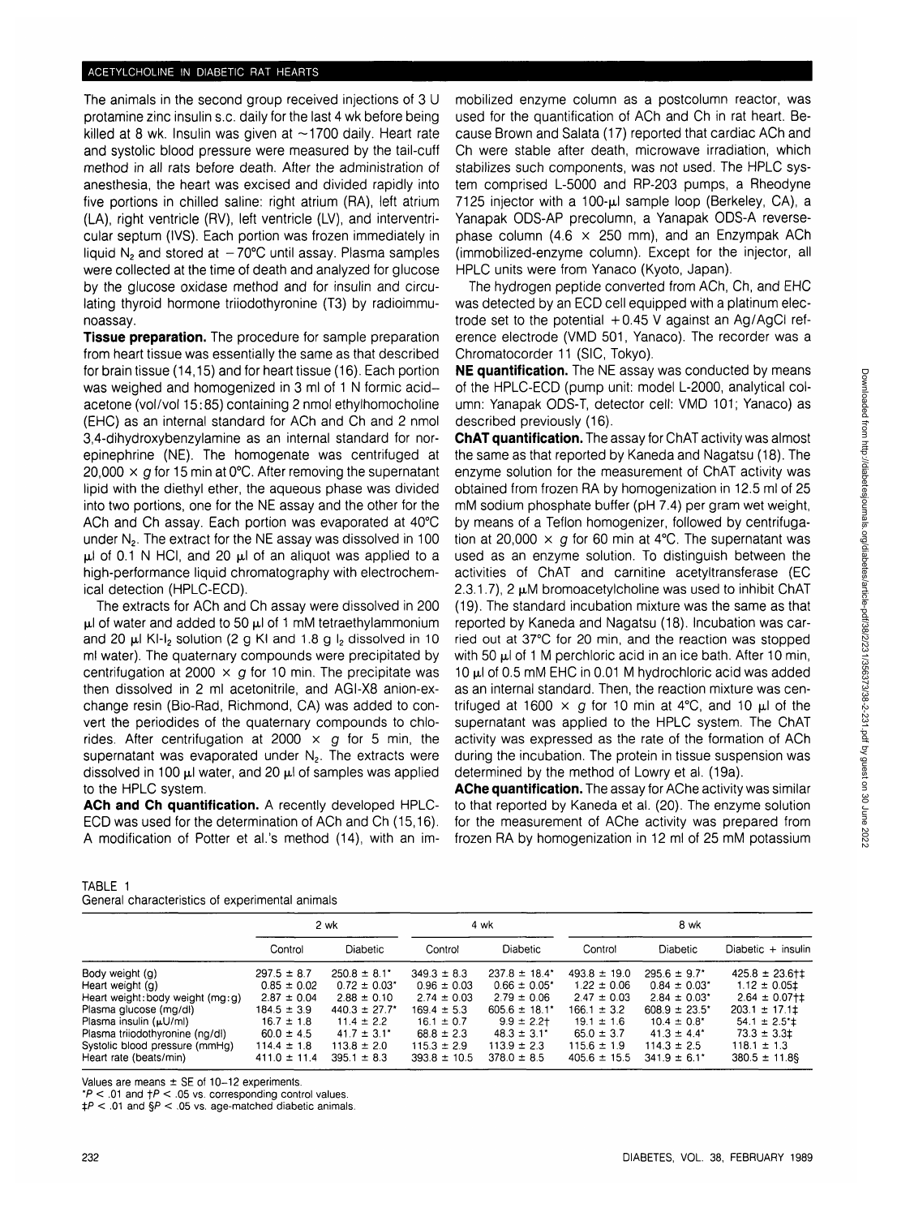The animals in the second group received injections of 3 U protamine zinc insulin s.c. daily for the last 4 wk before being killed at 8 wk. Insulin was given at ~1700 daily. Heart rate and systolic blood pressure were measured by the tail-cuff method in all rats before death. After the administration of anesthesia, the heart was excised and divided rapidly into five portions in chilled saline: right atrium (RA), left atrium (LA), right ventricle (RV), left ventricle (LV), and interventricular septum (IVS). Each portion was frozen immediately in liquid $N_2$ and stored at −70°C until assay. Plasma samples were collected at the time of death and analyzed for glucose by the glucose oxidase method and for insulin and circulating thyroid hormone triiodothyronine (T3) by radioimmunoassay.

**Tissue preparation.** The procedure for sample preparation from heart tissue was essentially the same as that described for brain tissue (14,15) and for heart tissue (16). Each portion was weighed and homogenized in 3 ml of 1 N formic acid–acetone (vol/vol 15:85) containing 2 nmol ethylhomocholine (EHC) as an internal standard for ACh and Ch and 2 nmol 3,4-dihydroxybenzylamine as an internal standard for norepinephrine (NE). The homogenate was centrifuged at 20,000 × *g* for 15 min at 0°C. After removing the supernatant lipid with the diethyl ether, the aqueous phase was divided into two portions, one for the NE assay and the other for the ACh and Ch assay. Each portion was evaporated at 40°C under $N_2$. The extract for the NE assay was dissolved in 100 µl of 0.1 N HCl, and 20 µl of an aliquot was applied to a high-performance liquid chromatography with electrochemical detection (HPLC-ECD).

The extracts for ACh and Ch assay were dissolved in 200 µl of water and added to 50 µl of 1 mM tetraethylammonium and 20 µl KI-$I_2$ solution (2 g KI and 1.8 g $I_2$ dissolved in 10 ml water). The quaternary compounds were precipitated by centrifugation at 2000 × *g* for 10 min. The precipitate was then dissolved in 2 ml acetonitrile, and AGI-X8 anion-exchange resin (Bio-Rad, Richmond, CA) was added to convert the periodides of the quaternary compounds to chlorides. After centrifugation at 2000 × *g* for 5 min, the supernatant was evaporated under $N_2$. The extracts were dissolved in 100 µl water, and 20 µl of samples was applied to the HPLC system.

**ACh and Ch quantification.** A recently developed HPLC-ECD was used for the determination of ACh and Ch (15,16). A modification of Potter et al.'s method (14), with an immobilized enzyme column as a postcolumn reactor, was used for the quantification of ACh and Ch in rat heart. Because Brown and Salata (17) reported that cardiac ACh and Ch were stable after death, microwave irradiation, which stabilizes such components, was not used. The HPLC system comprised L-5000 and RP-203 pumps, a Rheodyne 7125 injector with a 100-µl sample loop (Berkeley, CA), a Yanapak ODS-AP precolumn, a Yanapak ODS-A reverse-phase column (4.6 × 250 mm), and an Enzympak ACh (immobilized-enzyme column). Except for the injector, all HPLC units were from Yanaco (Kyoto, Japan).

The hydrogen peptide converted from ACh, Ch, and EHC was detected by an ECD cell equipped with a platinum electrode set to the potential +0.45 V against an Ag/AgCl reference electrode (VMD 501, Yanaco). The recorder was a Chromatocorder 11 (SIC, Tokyo).

**NE quantification.** The NE assay was conducted by means of the HPLC-ECD (pump unit: model L-2000, analytical column: Yanapak ODS-T, detector cell: VMD 101; Yanaco) as described previously (16).

**ChAT quantification.** The assay for ChAT activity was almost the same as that reported by Kaneda and Nagatsu (18). The enzyme solution for the measurement of ChAT activity was obtained from frozen RA by homogenization in 12.5 ml of 25 mM sodium phosphate buffer (pH 7.4) per gram wet weight, by means of a Teflon homogenizer, followed by centrifugation at 20,000 × *g* for 60 min at 4°C. The supernatant was used as an enzyme solution. To distinguish between the activities of ChAT and carnitine acetyltransferase (EC 2.3.1.7), 2 µM bromoacetylcholine was used to inhibit ChAT (19). The standard incubation mixture was the same as that reported by Kaneda and Nagatsu (18). Incubation was carried out at 37°C for 20 min, and the reaction was stopped with 50 µl of 1 M perchloric acid in an ice bath. After 10 min, 10 µl of 0.5 mM EHC in 0.01 M hydrochloric acid was added as an internal standard. Then, the reaction mixture was centrifuged at 1600 × *g* for 10 min at 4°C, and 10 µl of the supernatant was applied to the HPLC system. The ChAT activity was expressed as the rate of the formation of ACh during the incubation. The protein in tissue suspension was determined by the method of Lowry et al. (19a).

**AChe quantification.** The assay for AChe activity was similar to that reported by Kaneda et al. (20). The enzyme solution for the measurement of AChe activity was prepared from frozen RA by homogenization in 12 ml of 25 mM potassium

TABLE 1
General characteristics of experimental animals

| | 2 wk | | 4 wk | | 8 wk | | |
|---|---|---|---|---|---|---|---|
| | Control | Diabetic | Control | Diabetic | Control | Diabetic | Diabetic + insulin |
| Body weight (g) | 297.5 ± 8.7 | 250.8 ± 8.1* | 349.3 ± 8.3 | 237.8 ± 18.4* | 493.8 ± 19.0 | 295.6 ± 9.7* | 425.8 ± 23.6†‡ |
| Heart weight (g) | 0.85 ± 0.02 | 0.72 ± 0.03* | 0.96 ± 0.03 | 0.66 ± 0.05* | 1.22 ± 0.06 | 0.84 ± 0.03* | 1.12 ± 0.05‡ |
| Heart weight:body weight (mg:g) | 2.87 ± 0.04 | 2.88 ± 0.10 | 2.74 ± 0.03 | 2.79 ± 0.06 | 2.47 ± 0.03 | 2.84 ± 0.03* | 2.64 ± 0.07†‡ |
| Plasma glucose (mg/dl) | 184.5 ± 3.9 | 440.3 ± 27.7* | 169.4 ± 5.3 | 605.6 ± 18.1* | 166.1 ± 3.2 | 608.9 ± 23.5* | 203.1 ± 17.1‡ |
| Plasma insulin (µU/ml) | 16.7 ± 1.8 | 11.4 ± 2.2 | 16.1 ± 0.7 | 9.9 ± 2.2† | 19.1 ± 1.6 | 10.4 ± 0.8* | 54.1 ± 2.5*‡ |
| Plasma triiodothyronine (ng/dl) | 60.0 ± 4.5 | 41.7 ± 3.1* | 68.8 ± 2.3 | 48.3 ± 3.1* | 65.0 ± 3.7 | 41.3 ± 4.4* | 73.3 ± 3.3‡ |
| Systolic blood pressure (mmHg) | 114.4 ± 1.8 | 113.8 ± 2.0 | 115.3 ± 2.9 | 113.9 ± 2.3 | 115.6 ± 1.9 | 114.3 ± 2.5 | 118.1 ± 1.3 |
| Heart rate (beats/min) | 411.0 ± 11.4 | 395.1 ± 8.3 | 393.8 ± 10.5 | 378.0 ± 8.5 | 405.6 ± 15.5 | 341.9 ± 6.1* | 380.5 ± 11.8§ |

Values are means ± SE of 10–12 experiments.
*$P < .01$ and †$P < .05$ vs. corresponding control values.
‡$P < .01$ and §$P < .05$ vs. age-matched diabetic animals.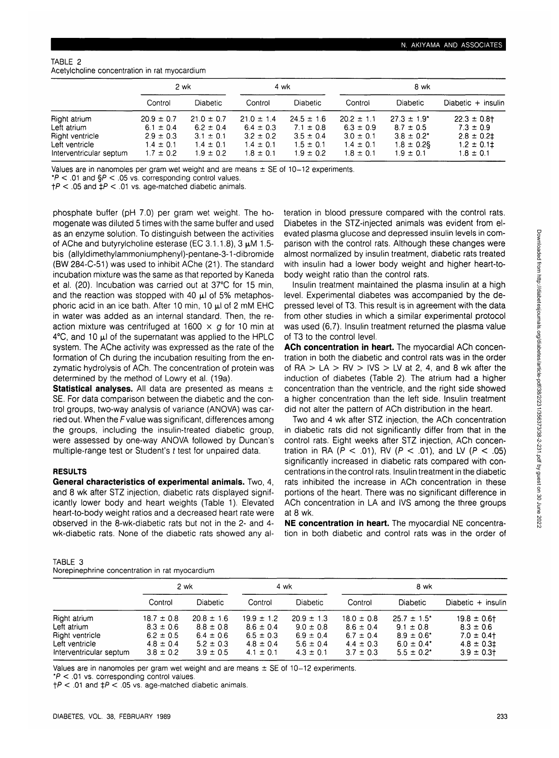TABLE 2
Acetylcholine concentration in rat myocardium

| | 2 wk | | 4 wk | | 8 wk | | |
|---|---|---|---|---|---|---|---|
| | Control | Diabetic | Control | Diabetic | Control | Diabetic | Diabetic + insulin |
| Right atrium | 20.9 ± 0.7 | 21.0 ± 0.7 | 21.0 ± 1.4 | 24.5 ± 1.6 | 20.2 ± 1.1 | 27.3 ± 1.9* | 22.3 ± 0.8† |
| Left atrium | 6.1 ± 0.4 | 6.2 ± 0.4 | 6.4 ± 0.3 | 7.1 ± 0.8 | 6.3 ± 0.9 | 8.7 ± 0.5 | 7.3 ± 0.9 |
| Right ventricle | 2.9 ± 0.3 | 3.1 ± 0.1 | 3.2 ± 0.2 | 3.5 ± 0.4 | 3.0 ± 0.1 | 3.8 ± 0.2* | 2.8 ± 0.2‡ |
| Left ventricle | 1.4 ± 0.1 | 1.4 ± 0.1 | 1.4 ± 0.1 | 1.5 ± 0.1 | 1.4 ± 0.1 | 1.8 ± 0.2§ | 1.2 ± 0.1‡ |
| Interventricular septum | 1.7 ± 0.2 | 1.9 ± 0.2 | 1.8 ± 0.1 | 1.9 ± 0.2 | 1.8 ± 0.1 | 1.9 ± 0.1 | 1.8 ± 0.1 |

Values are in nanomoles per gram wet weight and are means ± SE of 10–12 experiments.
*$P < .01$ and §$P < .05$ vs. corresponding control values.
†$P < .05$ and ‡$P < .01$ vs. age-matched diabetic animals.

phosphate buffer (pH 7.0) per gram wet weight. The homogenate was diluted 5 times with the same buffer and used as an enzyme solution. To distinguish between the activities of AChe and butyrylcholine esterase (EC 3.1.1.8), 3 μM 1.5-bis (allyldimethylammoniumphenyl)-pentane-3-1-dibromide (BW 284-C-51) was used to inhibit AChe (21). The standard incubation mixture was the same as that reported by Kaneda et al. (20). Incubation was carried out at 37°C for 15 min, and the reaction was stopped with 40 μl of 5% metaphosphoric acid in an ice bath. After 10 min, 10 μl of 2 mM EHC in water was added as an internal standard. Then, the reaction mixture was centrifuged at 1600 × *g* for 10 min at 4°C, and 10 μl of the supernatant was applied to the HPLC system. The AChe activity was expressed as the rate of the formation of Ch during the incubation resulting from the enzymatic hydrolysis of ACh. The concentration of protein was determined by the method of Lowry et al. (19a).

**Statistical analyses.** All data are presented as means ± SE. For data comparison between the diabetic and the control groups, two-way analysis of variance (ANOVA) was carried out. When the *F* value was significant, differences among the groups, including the insulin-treated diabetic group, were assessed by one-way ANOVA followed by Duncan's multiple-range test or Student's *t* test for unpaired data.

## RESULTS

**General characteristics of experimental animals.** Two, 4, and 8 wk after STZ injection, diabetic rats displayed significantly lower body and heart weights (Table 1). Elevated heart-to-body weight ratios and a decreased heart rate were observed in the 8-wk-diabetic rats but not in the 2- and 4-wk-diabetic rats. None of the diabetic rats showed any alteration in blood pressure compared with the control rats. Diabetes in the STZ-injected animals was evident from elevated plasma glucose and depressed insulin levels in comparison with the control rats. Although these changes were almost normalized by insulin treatment, diabetic rats treated with insulin had a lower body weight and higher heart-to-body weight ratio than the control rats.

Insulin treatment maintained the plasma insulin at a high level. Experimental diabetes was accompanied by the depressed level of T3. This result is in agreement with the data from other studies in which a similar experimental protocol was used (6,7). Insulin treatment returned the plasma value of T3 to the control level.

**ACh concentration in heart.** The myocardial ACh concentration in both the diabetic and control rats was in the order of RA > LA > RV > IVS > LV at 2, 4, and 8 wk after the induction of diabetes (Table 2). The atrium had a higher concentration than the ventricle, and the right side showed a higher concentration than the left side. Insulin treatment did not alter the pattern of ACh distribution in the heart.

Two and 4 wk after STZ injection, the ACh concentration in diabetic rats did not significantly differ from that in the control rats. Eight weeks after STZ injection, ACh concentration in RA ($P < .01$), RV ($P < .01$), and LV ($P < .05$) significantly increased in diabetic rats compared with concentrations in the control rats. Insulin treatment in the diabetic rats inhibited the increase in ACh concentration in these portions of the heart. There was no significant difference in ACh concentration in LA and IVS among the three groups at 8 wk.

**NE concentration in heart.** The myocardial NE concentration in both diabetic and control rats was in the order of

TABLE 3
Norepinephrine concentration in rat myocardium

| | 2 wk | | 4 wk | | 8 wk | | |
|---|---|---|---|---|---|---|---|
| | Control | Diabetic | Control | Diabetic | Control | Diabetic | Diabetic + insulin |
| Right atrium | 18.7 ± 0.8 | 20.8 ± 1.6 | 19.9 ± 1.2 | 20.9 ± 1.3 | 18.0 ± 0.8 | 25.7 ± 1.5* | 19.8 ± 0.6† |
| Left atrium | 8.3 ± 0.6 | 8.8 ± 0.8 | 8.6 ± 0.4 | 9.0 ± 0.8 | 8.6 ± 0.4 | 9.1 ± 0.8 | 8.3 ± 0.6 |
| Right ventricle | 6.2 ± 0.5 | 6.4 ± 0.6 | 6.5 ± 0.3 | 6.9 ± 0.4 | 6.7 ± 0.4 | 8.9 ± 0.6* | 7.0 ± 0.4† |
| Left ventricle | 4.8 ± 0.4 | 5.2 ± 0.3 | 4.8 ± 0.4 | 5.6 ± 0.4 | 4.4 ± 0.3 | 6.0 ± 0.4* | 4.8 ± 0.3‡ |
| Interventricular septum | 3.8 ± 0.2 | 3.9 ± 0.5 | 4.1 ± 0.1 | 4.3 ± 0.1 | 3.7 ± 0.3 | 5.5 ± 0.2* | 3.9 ± 0.3† |

Values are in nanomoles per gram wet weight and are means ± SE of 10–12 experiments.
*$P < .01$ vs. corresponding control values.
†$P < .01$ and ‡$P < .05$ vs. age-matched diabetic animals.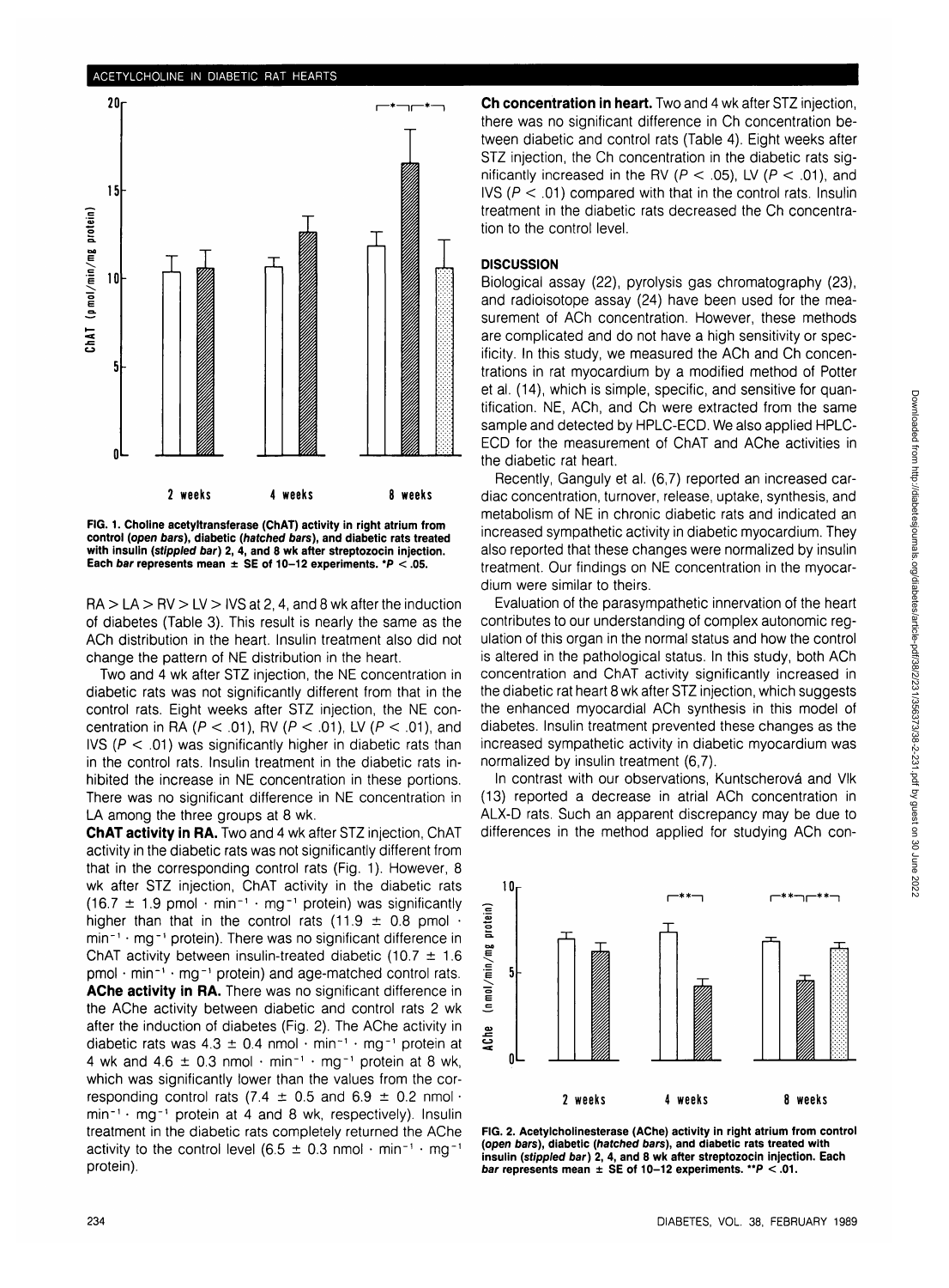FIG. 1. Choline acetyltransferase (ChAT) activity in right atrium from control (*open bars*), diabetic (*hatched bars*), and diabetic rats treated with insulin (*stippled bar*) 2, 4, and 8 wk after streptozocin injection. Each *bar* represents mean ± SE of 10–12 experiments. $^{*}P < .05$.

RA > LA > RV > LV > IVS at 2, 4, and 8 wk after the induction of diabetes (Table 3). This result is nearly the same as the ACh distribution in the heart. Insulin treatment also did not change the pattern of NE distribution in the heart.

Two and 4 wk after STZ injection, the NE concentration in diabetic rats was not significantly different from that in the control rats. Eight weeks after STZ injection, the NE concentration in RA ($P < .01$), RV ($P < .01$), LV ($P < .01$), and IVS ($P < .01$) was significantly higher in diabetic rats than in the control rats. Insulin treatment in the diabetic rats inhibited the increase in NE concentration in these portions. There was no significant difference in NE concentration in LA among the three groups at 8 wk.

**ChAT activity in RA.** Two and 4 wk after STZ injection, ChAT activity in the diabetic rats was not significantly different from that in the corresponding control rats (Fig. 1). However, 8 wk after STZ injection, ChAT activity in the diabetic rats ($16.7 \pm 1.9$ pmol · $min^{-1}$ · $mg^{-1}$ protein) was significantly higher than that in the control rats ($11.9 \pm 0.8$ pmol · $min^{-1}$ · $mg^{-1}$ protein). There was no significant difference in ChAT activity between insulin-treated diabetic ($10.7 \pm 1.6$ pmol · $min^{-1}$ · $mg^{-1}$ protein) and age-matched control rats.

**AChe activity in RA.** There was no significant difference in the AChe activity between diabetic and control rats 2 wk after the induction of diabetes (Fig. 2). The AChe activity in diabetic rats was $4.3 \pm 0.4$ nmol · $min^{-1}$ · $mg^{-1}$ protein at 4 wk and $4.6 \pm 0.3$ nmol · $min^{-1}$ · $mg^{-1}$ protein at 8 wk, which was significantly lower than the values from the corresponding control rats ($7.4 \pm 0.5$ and $6.9 \pm 0.2$ nmol · $min^{-1}$ · $mg^{-1}$ protein at 4 and 8 wk, respectively). Insulin treatment in the diabetic rats completely returned the AChe activity to the control level ($6.5 \pm 0.3$ nmol · $min^{-1}$ · $mg^{-1}$ protein).

**Ch concentration in heart.** Two and 4 wk after STZ injection, there was no significant difference in Ch concentration between diabetic and control rats (Table 4). Eight weeks after STZ injection, the Ch concentration in the diabetic rats significantly increased in the RV ($P < .05$), LV ($P < .01$), and IVS ($P < .01$) compared with that in the control rats. Insulin treatment in the diabetic rats decreased the Ch concentration to the control level.

## DISCUSSION

Biological assay (22), pyrolysis gas chromatography (23), and radioisotope assay (24) have been used for the measurement of ACh concentration. However, these methods are complicated and do not have a high sensitivity or specificity. In this study, we measured the ACh and Ch concentrations in rat myocardium by a modified method of Potter et al. (14), which is simple, specific, and sensitive for quantification. NE, ACh, and Ch were extracted from the same sample and detected by HPLC-ECD. We also applied HPLC-ECD for the measurement of ChAT and AChe activities in the diabetic rat heart.

Recently, Ganguly et al. (6,7) reported an increased cardiac concentration, turnover, release, uptake, synthesis, and metabolism of NE in chronic diabetic rats and indicated an increased sympathetic activity in diabetic myocardium. They also reported that these changes were normalized by insulin treatment. Our findings on NE concentration in the myocardium were similar to theirs.

Evaluation of the parasympathetic innervation of the heart contributes to our understanding of complex autonomic regulation of this organ in the normal status and how the control is altered in the pathological status. In this study, both ACh concentration and ChAT activity significantly increased in the diabetic rat heart 8 wk after STZ injection, which suggests the enhanced myocardial ACh synthesis in this model of diabetes. Insulin treatment prevented these changes as the increased sympathetic activity in diabetic myocardium was normalized by insulin treatment (6,7).

In contrast with our observations, Kuntscherová and Vlk (13) reported a decrease in atrial ACh concentration in ALX-D rats. Such an apparent discrepancy may be due to differences in the method applied for studying ACh con-

FIG. 2. Acetylcholinesterase (AChe) activity in right atrium from control (*open bars*), diabetic (*hatched bars*), and diabetic rats treated with insulin (*stippled bar*) 2, 4, and 8 wk after streptozocin injection. Each *bar* represents mean ± SE of 10–12 experiments. $^{**}P < .01$.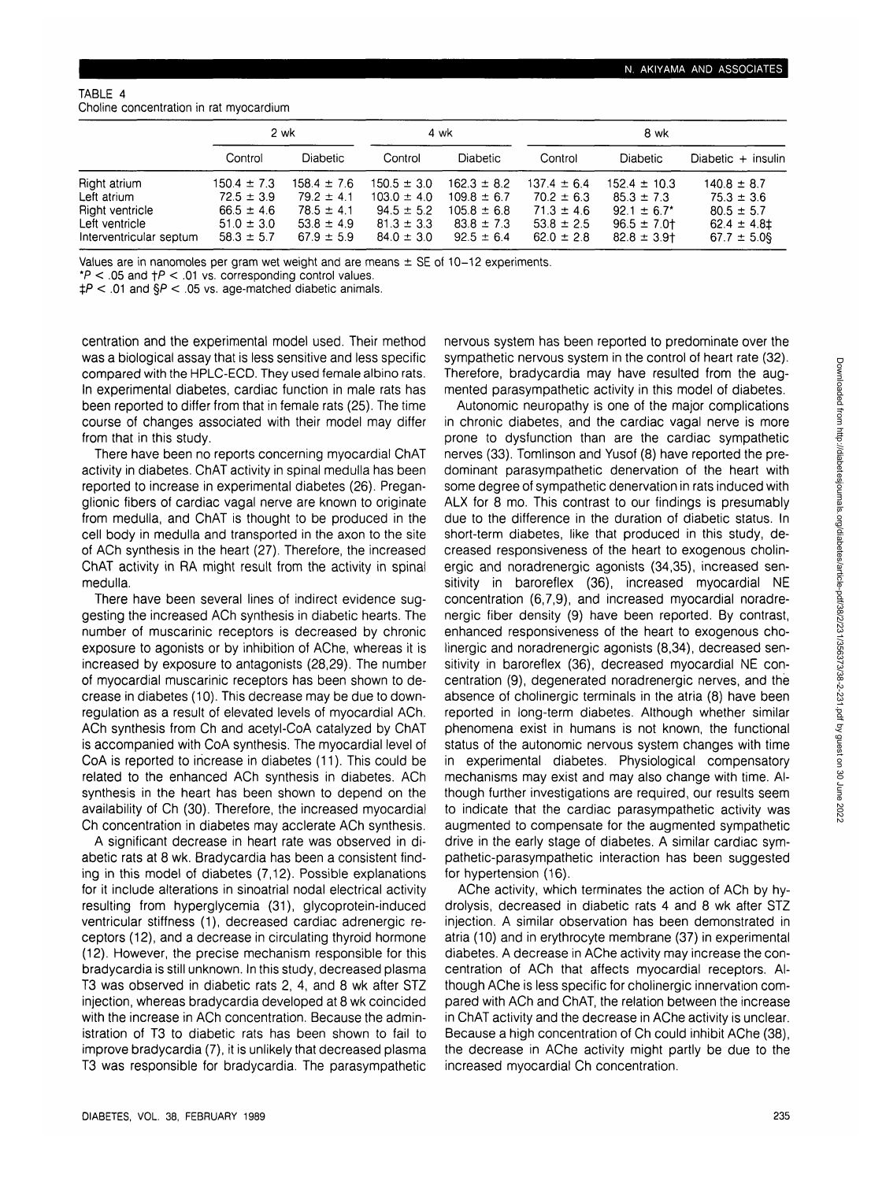TABLE 4
Choline concentration in rat myocardium

| | 2 wk | | 4 wk | | 8 wk | | |
|---|---|---|---|---|---|---|---|
| | Control | Diabetic | Control | Diabetic | Control | Diabetic | Diabetic + insulin |
| Right atrium | 150.4 ± 7.3 | 158.4 ± 7.6 | 150.5 ± 3.0 | 162.3 ± 8.2 | 137.4 ± 6.4 | 152.4 ± 10.3 | 140.8 ± 8.7 |
| Left atrium | 72.5 ± 3.9 | 79.2 ± 4.1 | 103.0 ± 4.0 | 109.8 ± 6.7 | 70.2 ± 6.3 | 85.3 ± 7.3 | 75.3 ± 3.6 |
| Right ventricle | 66.5 ± 4.6 | 78.5 ± 4.1 | 94.5 ± 5.2 | 105.8 ± 6.8 | 71.3 ± 4.6 | 92.1 ± 6.7* | 80.5 ± 5.7 |
| Left ventricle | 51.0 ± 3.0 | 53.8 ± 4.9 | 81.3 ± 3.3 | 83.8 ± 7.3 | 53.8 ± 2.5 | 96.5 ± 7.0† | 62.4 ± 4.8‡ |
| Interventricular septum | 58.3 ± 5.7 | 67.9 ± 5.9 | 84.0 ± 3.0 | 92.5 ± 6.4 | 62.0 ± 2.8 | 82.8 ± 3.9† | 67.7 ± 5.0§ |

Values are in nanomoles per gram wet weight and are means ± SE of 10–12 experiments.
*$P < .05$ and †$P < .01$ vs. corresponding control values.
‡$P < .01$ and §$P < .05$ vs. age-matched diabetic animals.

centration and the experimental model used. Their method was a biological assay that is less sensitive and less specific compared with the HPLC-ECD. They used female albino rats. In experimental diabetes, cardiac function in male rats has been reported to differ from that in female rats (25). The time course of changes associated with their model may differ from that in this study.

There have been no reports concerning myocardial ChAT activity in diabetes. ChAT activity in spinal medulla has been reported to increase in experimental diabetes (26). Preganglionic fibers of cardiac vagal nerve are known to originate from medulla, and ChAT is thought to be produced in the cell body in medulla and transported in the axon to the site of ACh synthesis in the heart (27). Therefore, the increased ChAT activity in RA might result from the activity in spinal medulla.

There have been several lines of indirect evidence suggesting the increased ACh synthesis in diabetic hearts. The number of muscarinic receptors is decreased by chronic exposure to agonists or by inhibition of AChe, whereas it is increased by exposure to antagonists (28,29). The number of myocardial muscarinic receptors has been shown to decrease in diabetes (10). This decrease may be due to downregulation as a result of elevated levels of myocardial ACh. ACh synthesis from Ch and acetyl-CoA catalyzed by ChAT is accompanied with CoA synthesis. The myocardial level of CoA is reported to increase in diabetes (11). This could be related to the enhanced ACh synthesis in diabetes. ACh synthesis in the heart has been shown to depend on the availability of Ch (30). Therefore, the increased myocardial Ch concentration in diabetes may acclerate ACh synthesis.

A significant decrease in heart rate was observed in diabetic rats at 8 wk. Bradycardia has been a consistent finding in this model of diabetes (7,12). Possible explanations for it include alterations in sinoatrial nodal electrical activity resulting from hyperglycemia (31), glycoprotein-induced ventricular stiffness (1), decreased cardiac adrenergic receptors (12), and a decrease in circulating thyroid hormone (12). However, the precise mechanism responsible for this bradycardia is still unknown. In this study, decreased plasma T3 was observed in diabetic rats 2, 4, and 8 wk after STZ injection, whereas bradycardia developed at 8 wk coincided with the increase in ACh concentration. Because the administration of T3 to diabetic rats has been shown to fail to improve bradycardia (7), it is unlikely that decreased plasma T3 was responsible for bradycardia. The parasympathetic nervous system has been reported to predominate over the sympathetic nervous system in the control of heart rate (32). Therefore, bradycardia may have resulted from the augmented parasympathetic activity in this model of diabetes.

Autonomic neuropathy is one of the major complications in chronic diabetes, and the cardiac vagal nerve is more prone to dysfunction than are the cardiac sympathetic nerves (33). Tomlinson and Yusof (8) have reported the predominant parasympathetic denervation of the heart with some degree of sympathetic denervation in rats induced with ALX for 8 mo. This contrast to our findings is presumably due to the difference in the duration of diabetic status. In short-term diabetes, like that produced in this study, decreased responsiveness of the heart to exogenous cholinergic and noradrenergic agonists (34,35), increased sensitivity in baroreflex (36), increased myocardial NE concentration (6,7,9), and increased myocardial noradrenergic fiber density (9) have been reported. By contrast, enhanced responsiveness of the heart to exogenous cholinergic and noradrenergic agonists (8,34), decreased sensitivity in baroreflex (36), decreased myocardial NE concentration (9), degenerated noradrenergic nerves, and the absence of cholinergic terminals in the atria (8) have been reported in long-term diabetes. Although whether similar phenomena exist in humans is not known, the functional status of the autonomic nervous system changes with time in experimental diabetes. Physiological compensatory mechanisms may exist and may also change with time. Although further investigations are required, our results seem to indicate that the cardiac parasympathetic activity was augmented to compensate for the augmented sympathetic drive in the early stage of diabetes. A similar cardiac sympathetic-parasympathetic interaction has been suggested for hypertension (16).

AChe activity, which terminates the action of ACh by hydrolysis, decreased in diabetic rats 4 and 8 wk after STZ injection. A similar observation has been demonstrated in atria (10) and in erythrocyte membrane (37) in experimental diabetes. A decrease in AChe activity may increase the concentration of ACh that affects myocardial receptors. Although AChe is less specific for cholinergic innervation compared with ACh and ChAT, the relation between the increase in ChAT activity and the decrease in AChe activity is unclear. Because a high concentration of Ch could inhibit AChe (38), the decrease in AChe activity might partly be due to the increased myocardial Ch concentration.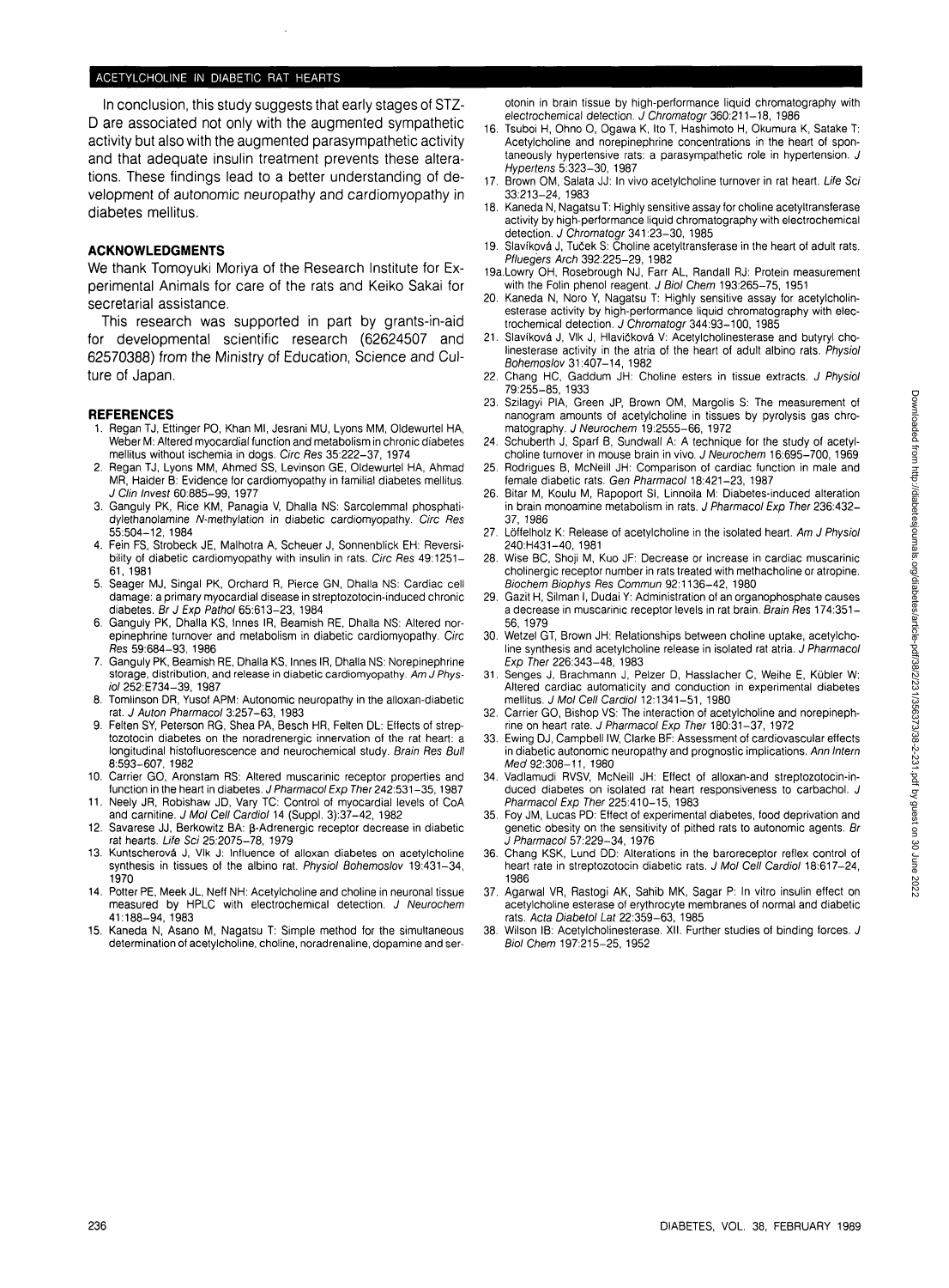In conclusion, this study suggests that early stages of STZ-D are associated not only with the augmented sympathetic activity but also with the augmented parasympathetic activity and that adequate insulin treatment prevents these alterations. These findings lead to a better understanding of development of autonomic neuropathy and cardiomyopathy in diabetes mellitus.

## ACKNOWLEDGMENTS

We thank Tomoyuki Moriya of the Research Institute for Experimental Animals for care of the rats and Keiko Sakai for secretarial assistance.

This research was supported in part by grants-in-aid for developmental scientific research (62624507 and 62570388) from the Ministry of Education, Science and Culture of Japan.

## REFERENCES

1. Regan TJ, Ettinger PO, Khan MI, Jesrani MU, Lyons MM, Oldewurtel HA, Weber M: Altered myocardial function and metabolism in chronic diabetes mellitus without ischemia in dogs. *Circ Res* 35:222–37, 1974
2. Regan TJ, Lyons MM, Ahmed SS, Levinson GE, Oldewurtel HA, Ahmad MR, Haider B: Evidence for cardiomyopathy in familial diabetes mellitus. *J Clin Invest* 60:885–99, 1977
3. Ganguly PK, Rice KM, Panagia V, Dhalla NS: Sarcolemmal phosphatidylethanolamine N-methylation in diabetic cardiomyopathy. *Circ Res* 55:504–12, 1984
4. Fein FS, Strobeck JE, Malhotra A, Scheuer J, Sonnenblick EH: Reversibility of diabetic cardiomyopathy with insulin in rats. *Circ Res* 49:1251–61, 1981
5. Seager MJ, Singal PK, Orchard R, Pierce GN, Dhalla NS: Cardiac cell damage: a primary myocardial disease in streptozotocin-induced chronic diabetes. *Br J Exp Pathol* 65:613–23, 1984
6. Ganguly PK, Dhalla KS, Innes IR, Beamish RE, Dhalla NS: Altered norepinephrine turnover and metabolism in diabetic cardiomyopathy. *Circ Res* 59:684–93, 1986
7. Ganguly PK, Beamish RE, Dhalla KS, Innes IR, Dhalla NS: Norepinephrine storage, distribution, and release in diabetic cardiomyopathy. *Am J Physiol* 252:E734–39, 1987
8. Tomlinson DR, Yusof APM: Autonomic neuropathy in the alloxan-diabetic rat. *J Auton Pharmacol* 3:257–63, 1983
9. Felten SY, Peterson RG, Shea PA, Besch HR, Felten DL: Effects of streptozotocin diabetes on the noradrenergic innervation of the rat heart: a longitudinal histofluorescence and neurochemical study. *Brain Res Bull* 8:593–607, 1982
10. Carrier GO, Aronstam RS: Altered muscarinic receptor properties and function in the heart in diabetes. *J Pharmacol Exp Ther* 242:531–35, 1987
11. Neely JR, Robishaw JD, Vary TC: Control of myocardial levels of CoA and carnitine. *J Mol Cell Cardiol* 14 (Suppl. 3):37–42, 1982
12. Savarese JJ, Berkowitz BA: β-Adrenergic receptor decrease in diabetic rat hearts. *Life Sci* 25:2075–78, 1979
13. Kuntscherová J, Vlk J: Influence of alloxan diabetes on acetylcholine synthesis in tissues of the albino rat. *Physiol Bohemoslov* 19:431–34, 1970
14. Potter PE, Meek JL, Neff NH: Acetylcholine and choline in neuronal tissue measured by HPLC with electrochemical detection. *J Neurochem* 41:188–94, 1983
15. Kaneda N, Asano M, Nagatsu T: Simple method for the simultaneous determination of acetylcholine, choline, noradrenaline, dopamine and serotonin in brain tissue by high-performance liquid chromatography with electrochemical detection. *J Chromatogr* 360:211–18, 1986
16. Tsuboi H, Ohno O, Ogawa K, Ito T, Hashimoto H, Okumura K, Satake T: Acetylcholine and norepinephrine concentrations in the heart of spontaneously hypertensive rats: a parasympathetic role in hypertension. *J Hypertens* 5:323–30, 1987
17. Brown OM, Salata JJ: In vivo acetylcholine turnover in rat heart. *Life Sci* 33:213–24, 1983
18. Kaneda N, Nagatsu T: Highly sensitive assay for choline acetyltransferase activity by high-performance liquid chromatography with electrochemical detection. *J Chromatogr* 341:23–30, 1985
19. Slavíková J, Tuček S: Choline acetyltransferase in the heart of adult rats. *Pfluegers Arch* 392:225–29, 1982

19a. Lowry OH, Rosebrough NJ, Farr AL, Randall RJ: Protein measurement with the Folin phenol reagent. *J Biol Chem* 193:265–75, 1951

20. Kaneda N, Noro Y, Nagatsu T: Highly sensitive assay for acetylcholinesterase activity by high-performance liquid chromatography with electrochemical detection. *J Chromatogr* 344:93–100, 1985
21. Slavíková J, Vlk J, Hlaváčková V: Acetylcholinesterase and butyryl cholinesterase activity in the atria of the heart of adult albino rats. *Physiol Bohemoslov* 31:407–14, 1982
22. Chang HC, Gaddum JH: Choline esters in tissue extracts. *J Physiol* 79:255–85, 1933
23. Szilagyi PIA, Green JP, Brown OM, Margolis S: The measurement of nanogram amounts of acetylcholine in tissues by pyrolysis gas chromatography. *J Neurochem* 19:2555–66, 1972
24. Schuberth J, Sparf B, Sundwall A: A technique for the study of acetylcholine turnover in mouse brain in vivo. *J Neurochem* 16:695–700, 1969
25. Rodrigues B, McNeill JH: Comparison of cardiac function in male and female diabetic rats. *Gen Pharmacol* 18:421–23, 1987
26. Bitar M, Koulu M, Rapoport SI, Linnoila M: Diabetes-induced alteration in brain monoamine metabolism in rats. *J Pharmacol Exp Ther* 236:432–37, 1986
27. Löffelholz K: Release of acetylcholine in the isolated heart. *Am J Physiol* 240:H431–40, 1981
28. Wise BC, Shoji M, Kuo JF: Decrease or increase in cardiac muscarinic cholinergic receptor number in rats treated with methacholine or atropine. *Biochem Biophys Res Commun* 92:1136–42, 1980
29. Gazit H, Silman I, Dudai Y: Administration of an organophosphate causes a decrease in muscarinic receptor levels in rat brain. *Brain Res* 174:351–56, 1979
30. Wetzel GT, Brown JH: Relationships between choline uptake, acetylcholine synthesis and acetylcholine release in isolated rat atria. *J Pharmacol Exp Ther* 226:343–48, 1983
31. Senges J, Brachmann J, Pelzer D, Hasslacher C, Weihe E, Kübler W: Altered cardiac automaticity and conduction in experimental diabetes mellitus. *J Mol Cell Cardiol* 12:1341–51, 1980
32. Carrier GO, Bishop VS: The interaction of acetylcholine and norepinephrine on heart rate. *J Pharmacol Exp Ther* 180:31–37, 1972
33. Ewing DJ, Campbell IW, Clarke BF: Assessment of cardiovascular effects in diabetic autonomic neuropathy and prognostic implications. *Ann Intern Med* 92:308–11, 1980
34. Vadlamudi RVSV, McNeill JH: Effect of alloxan-and streptozotocin-induced diabetes on isolated rat heart responsiveness to carbachol. *J Pharmacol Exp Ther* 225:410–15, 1983
35. Foy JM, Lucas PD: Effect of experimental diabetes, food deprivation and genetic obesity on the sensitivity of pithed rats to autonomic agents. *Br J Pharmacol* 57:229–34, 1976
36. Chang KSK, Lund DD: Alterations in the baroreceptor reflex control of heart rate in streptozotocin diabetic rats. *J Mol Cell Cardiol* 18:617–24, 1986
37. Agarwal VR, Rastogi AK, Sahib MK, Sagar P: In vitro insulin effect on acetylcholine esterase of erythrocyte membranes of normal and diabetic rats. *Acta Diabetol Lat* 22:359–63, 1985
38. Wilson IB: Acetylcholinesterase. XII. Further studies of binding forces. *J Biol Chem* 197:215–25, 1952